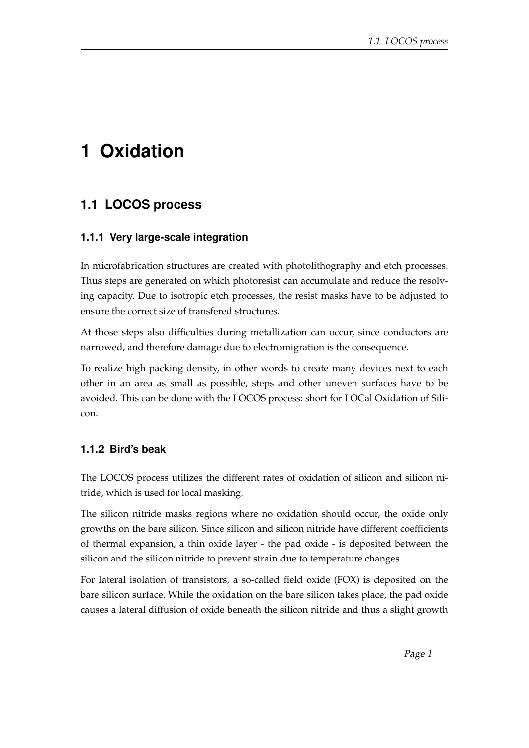# 1 Oxidation

## 1.1 LOCOS process

### 1.1.1 Very large-scale integration

In microfabrication structures are created with photolithography and etch processes. Thus steps are generated on which photoresist can accumulate and reduce the resolving capacity. Due to isotropic etch processes, the resist masks have to be adjusted to ensure the correct size of transfered structures.

At those steps also difficulties during metallization can occur, since conductors are narrowed, and therefore damage due to electromigration is the consequence.

To realize high packing density, in other words to create many devices next to each other in an area as small as possible, steps and other uneven surfaces have to be avoided. This can be done with the LOCOS process: short for LOCal Oxidation of Silicon.

### 1.1.2 Bird's beak

The LOCOS process utilizes the different rates of oxidation of silicon and silicon nitride, which is used for local masking.

The silicon nitride masks regions where no oxidation should occur, the oxide only growths on the bare silicon. Since silicon and silicon nitride have different coefficients of thermal expansion, a thin oxide layer - the pad oxide - is deposited between the silicon and the silicon nitride to prevent strain due to temperature changes.

For lateral isolation of transistors, a so-called field oxide (FOX) is deposited on the bare silicon surface. While the oxidation on the bare silicon takes place, the pad oxide causes a lateral diffusion of oxide beneath the silicon nitride and thus a slight growth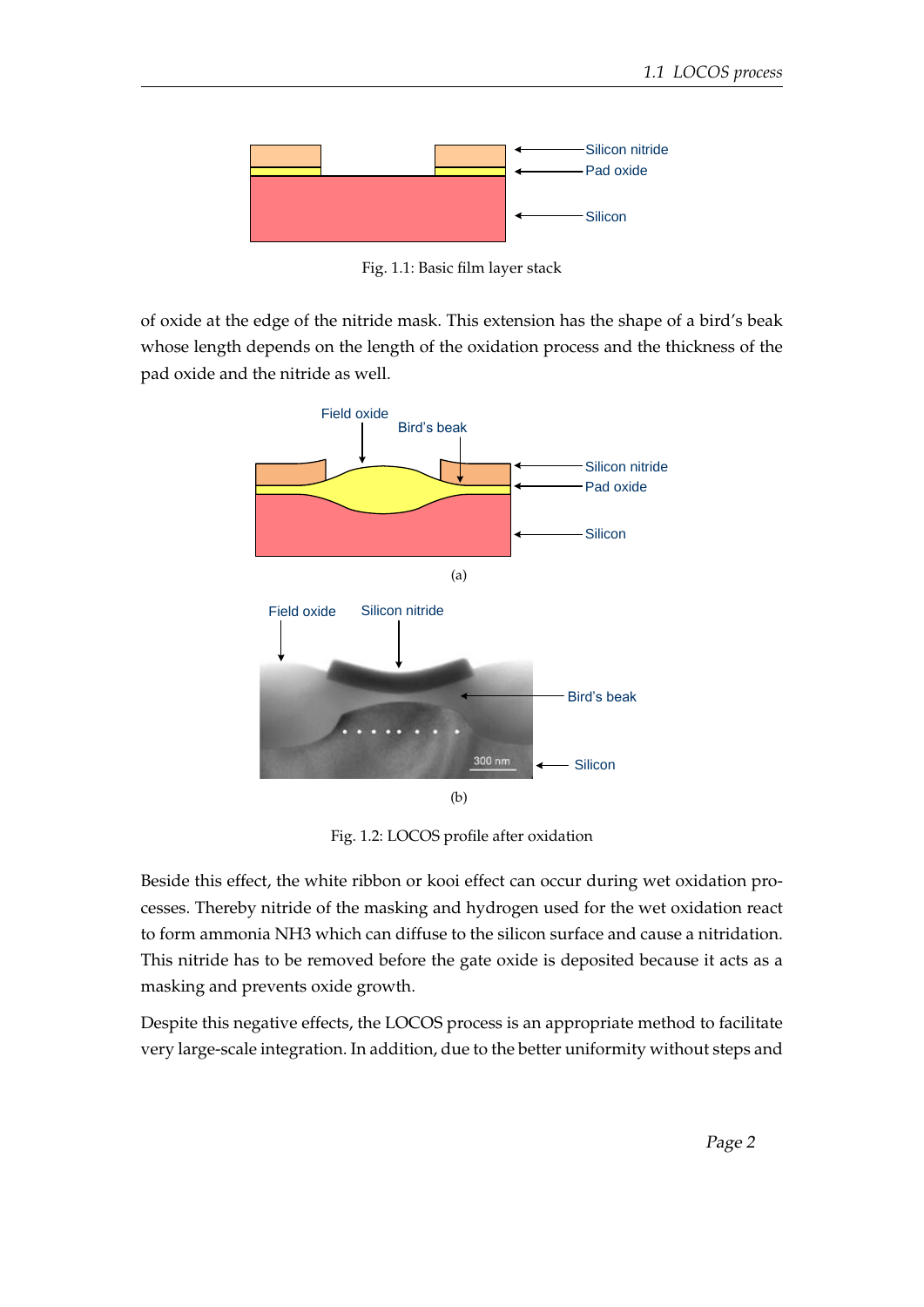Fig. 1.1: Basic film layer stack

of oxide at the edge of the nitride mask. This extension has the shape of a bird's beak whose length depends on the length of the oxidation process and the thickness of the pad oxide and the nitride as well.

(a)

(b)

Fig. 1.2: LOCOS profile after oxidation

Beside this effect, the white ribbon or kooi effect can occur during wet oxidation processes. Thereby nitride of the masking and hydrogen used for the wet oxidation react to form ammonia NH3 which can diffuse to the silicon surface and cause a nitridation. This nitride has to be removed before the gate oxide is deposited because it acts as a masking and prevents oxide growth.

Despite this negative effects, the LOCOS process is an appropriate method to facilitate very large-scale integration. In addition, due to the better uniformity without steps and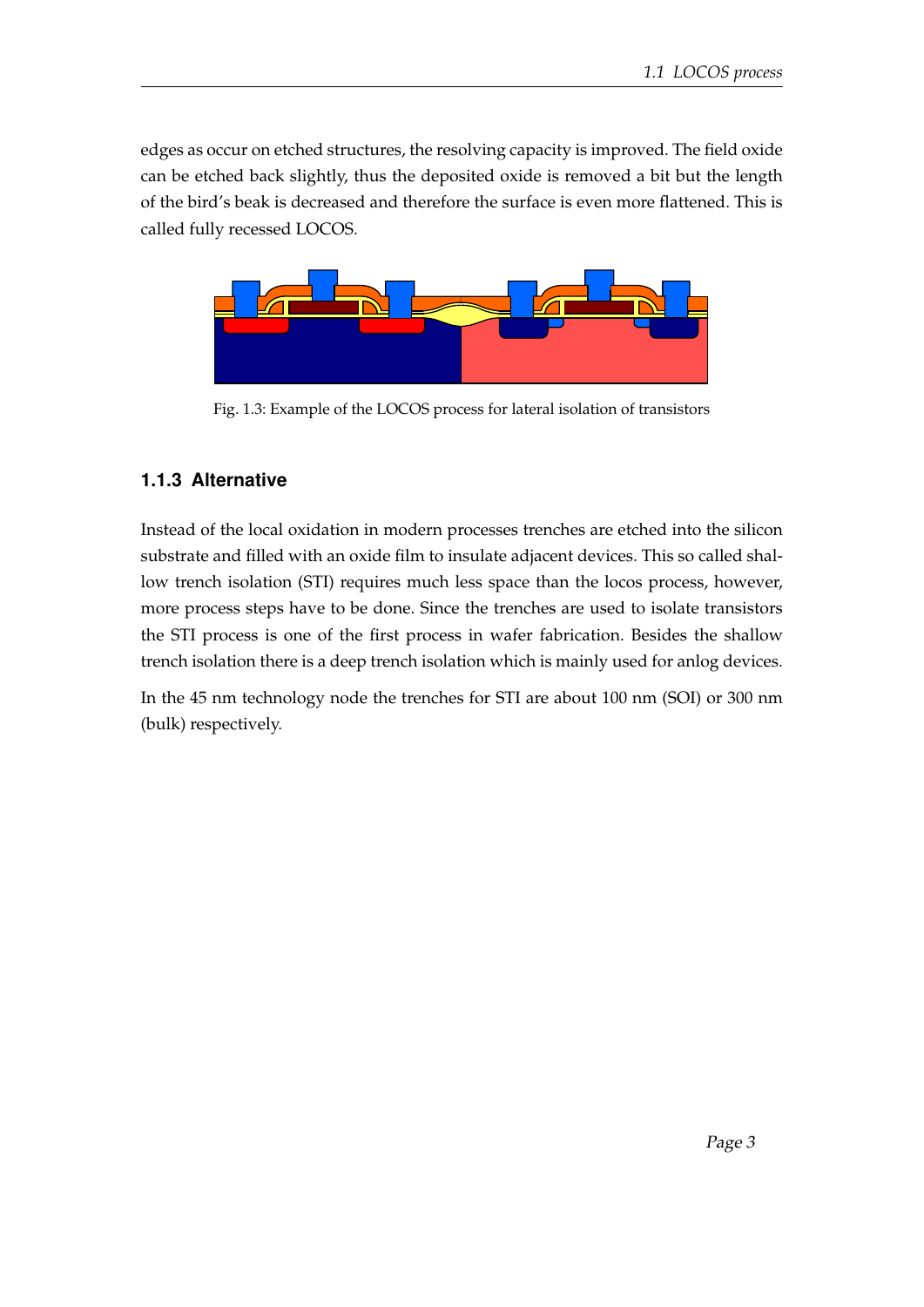edges as occur on etched structures, the resolving capacity is improved. The field oxide can be etched back slightly, thus the deposited oxide is removed a bit but the length of the bird's beak is decreased and therefore the surface is even more flattened. This is called fully recessed LOCOS.

Fig. 1.3: Example of the LOCOS process for lateral isolation of transistors

### 1.1.3 Alternative

Instead of the local oxidation in modern processes trenches are etched into the silicon substrate and filled with an oxide film to insulate adjacent devices. This so called shallow trench isolation (STI) requires much less space than the locos process, however, more process steps have to be done. Since the trenches are used to isolate transistors the STI process is one of the first process in wafer fabrication. Besides the shallow trench isolation there is a deep trench isolation which is mainly used for anlog devices.

In the 45 nm technology node the trenches for STI are about 100 nm (SOI) or 300 nm (bulk) respectively.